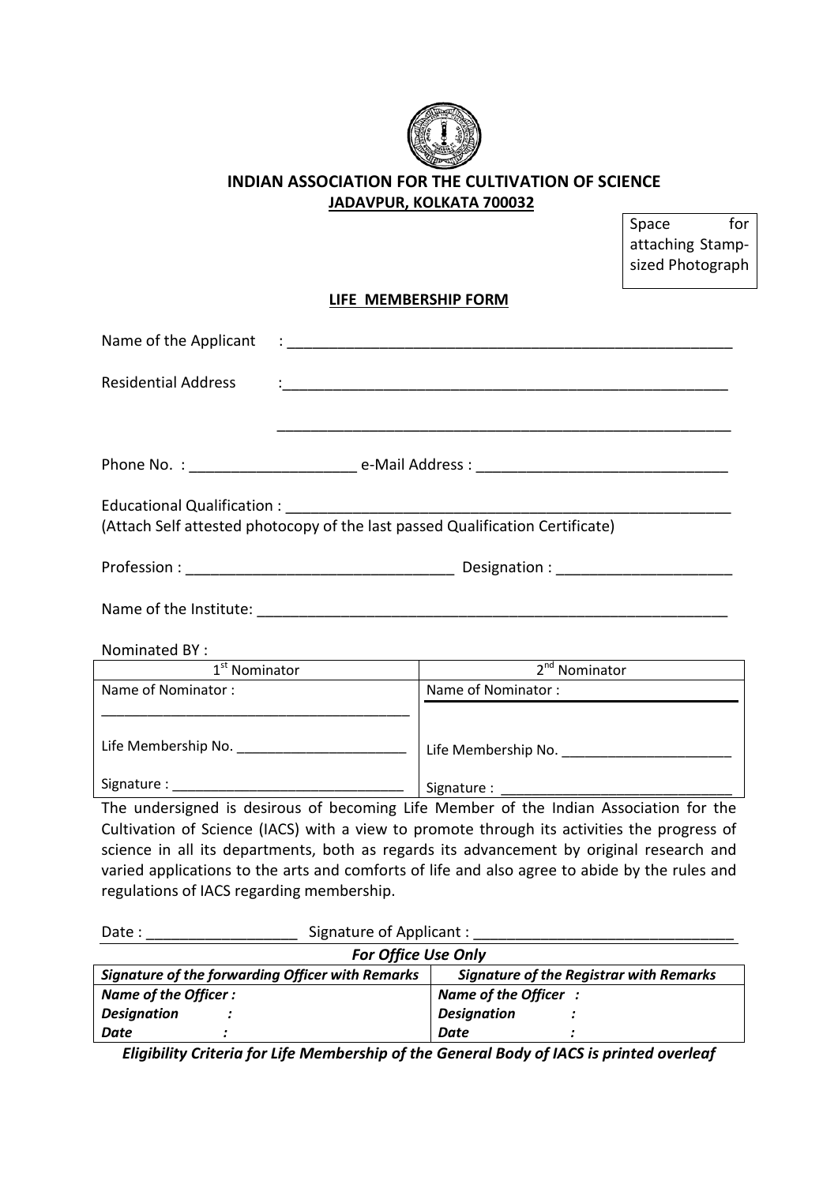# INDIAN ASSOCIATION FOR THE CULTIVATION OF SCIENCE

**JADAVPUR, KOLKATA 700032**

Space for attaching Stamp-sized Photograph

**LIFE MEMBERSHIP FORM**

Name of the Applicant : _______________________________________________________

Residential Address :_______________________________________________________

_______________________________________________________

Phone No. : ____________________ e-Mail Address : ______________________________

Educational Qualification : _______________________________________________________
(Attach Self attested photocopy of the last passed Qualification Certificate)

Profession : ________________________________ Designation : _____________________

Name of the Institute: __________________________________________________________

Nominated BY :

| 1st Nominator | 2nd Nominator |
|---|---|
| Name of Nominator : ________________________________________ | Name of Nominator : |
| Life Membership No. ______________________ | Life Membership No. ______________________ |
| Signature : ______________________________ | Signature : ______________________________ |

The undersigned is desirous of becoming Life Member of the Indian Association for the Cultivation of Science (IACS) with a view to promote through its activities the progress of science in all its departments, both as regards its advancement by original research and varied applications to the arts and comforts of life and also agree to abide by the rules and regulations of IACS regarding membership.

Date : __________________ Signature of Applicant : _______________________________

***For Office Use Only***

| ***Signature of the forwarding Officer with Remarks*** | ***Signature of the Registrar with Remarks*** |
|---|---|
| ***Name of the Officer :*** | ***Name of the Officer :*** |
| ***Designation :*** | ***Designation :*** |
| ***Date :*** | ***Date :*** |

***Eligibility Criteria for Life Membership of the General Body of IACS is printed overleaf***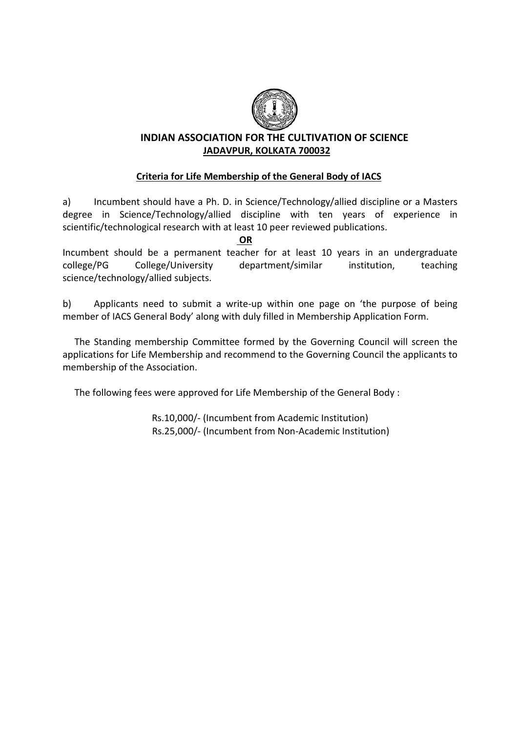# INDIAN ASSOCIATION FOR THE CULTIVATION OF SCIENCE

**JADAVPUR, KOLKATA 700032**

## Criteria for Life Membership of the General Body of IACS

a) Incumbent should have a Ph. D. in Science/Technology/allied discipline or a Masters degree in Science/Technology/allied discipline with ten years of experience in scientific/technological research with at least 10 peer reviewed publications.

**OR**

Incumbent should be a permanent teacher for at least 10 years in an undergraduate college/PG College/University department/similar institution, teaching science/technology/allied subjects.

b) Applicants need to submit a write-up within one page on 'the purpose of being member of IACS General Body' along with duly filled in Membership Application Form.

The Standing membership Committee formed by the Governing Council will screen the applications for Life Membership and recommend to the Governing Council the applicants to membership of the Association.

The following fees were approved for Life Membership of the General Body :

Rs.10,000/- (Incumbent from Academic Institution)
Rs.25,000/- (Incumbent from Non-Academic Institution)